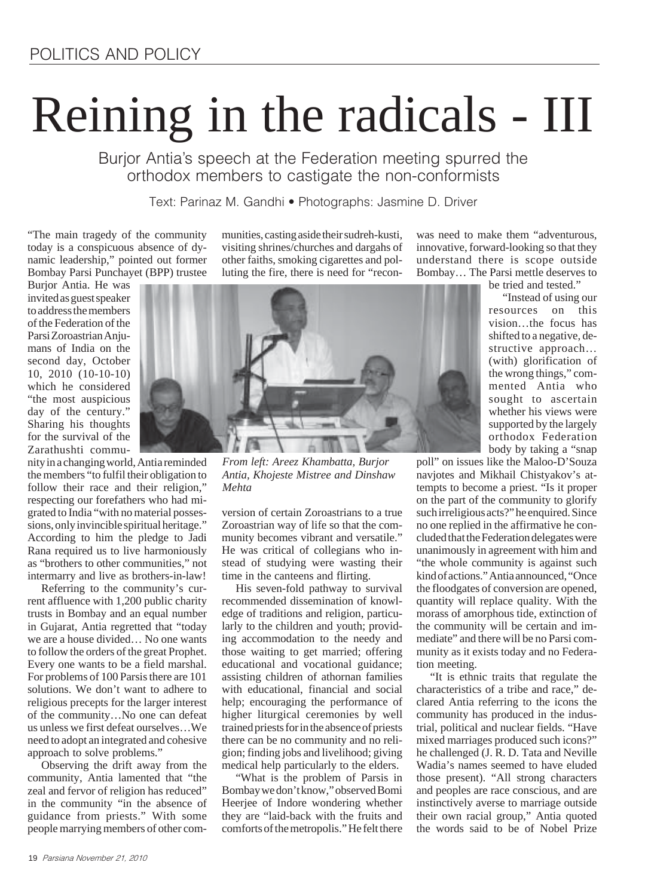POLITICS AND POLICY

# Reining in the radicals - III

Burjor Antia's speech at the Federation meeting spurred the orthodox members to castigate the non-conformists

Text: Parinaz M. Gandhi • Photographs: Jasmine D. Driver

"The main tragedy of the community today is a conspicuous absence of dynamic leadership," pointed out former Bombay Parsi Punchayet (BPP) trustee Burjor Antia. He was invited as guest speaker to address the members of the Federation of the Parsi Zoroastrian Anjumans of India on the second day, October 10, 2010 (10-10-10) which he considered "the most auspicious day of the century." Sharing his thoughts for the survival of the Zarathushti community in a changing world, Antia reminded the members "to fulfil their obligation to follow their race and their religion," respecting our forefathers who had migrated to India "with no material possessions, only invincible spiritual heritage." According to him the pledge to Jadi Rana required us to live harmoniously as "brothers to other communities," not intermarry and live as brothers-in-law!

Referring to the community's current affluence with 1,200 public charity trusts in Bombay and an equal number in Gujarat, Antia regretted that "today we are a house divided… No one wants to follow the orders of the great Prophet. Every one wants to be a field marshal. For problems of 100 Parsis there are 101 solutions. We don't want to adhere to religious precepts for the larger interest of the community…No one can defeat us unless we first defeat ourselves…We need to adopt an integrated and cohesive approach to solve problems."

Observing the drift away from the community, Antia lamented that "the zeal and fervor of religion has reduced" in the community "in the absence of guidance from priests." With some people marrying members of other communities, casting aside their sudreh-kusti, visiting shrines/churches and dargahs of other faiths, smoking cigarettes and polluting the fire, there is need for "reconversion of certain Zoroastrians to a true Zoroastrian way of life so that the community becomes vibrant and versatile." He was critical of collegians who instead of studying were wasting their time in the canteens and flirting.

*From left: Areez Khambatta, Burjor Antia, Khojeste Mistree and Dinshaw Mehta*

His seven-fold pathway to survival recommended dissemination of knowledge of traditions and religion, particularly to the children and youth; providing accommodation to the needy and those waiting to get married; offering educational and vocational guidance; assisting children of athornan families with educational, financial and social help; encouraging the performance of higher liturgical ceremonies by well trained priests for in the absence of priests there can be no community and no religion; finding jobs and livelihood; giving medical help particularly to the elders.

"What is the problem of Parsis in Bombay we don't know," observed Bomi Heerjee of Indore wondering whether they are "laid-back with the fruits and comforts of the metropolis." He felt there was need to make them "adventurous, innovative, forward-looking so that they understand there is scope outside Bombay… The Parsi mettle deserves to be tried and tested."

"Instead of using our resources on this vision…the focus has shifted to a negative, destructive approach… (with) glorification of the wrong things," commented Antia who sought to ascertain whether his views were supported by the largely orthodox Federation body by taking a "snap poll" on issues like the Maloo-D'Souza navjotes and Mikhail Chistyakov's attempts to become a priest. "Is it proper on the part of the community to glorify such irreligious acts?" he enquired. Since no one replied in the affirmative he concluded that the Federation delegates were unanimously in agreement with him and "the whole community is against such kind of actions." Antia announced, "Once the floodgates of conversion are opened, quantity will replace quality. With the morass of amorphous tide, extinction of the community will be certain and immediate" and there will be no Parsi community as it exists today and no Federation meeting.

"It is ethnic traits that regulate the characteristics of a tribe and race," declared Antia referring to the icons the community has produced in the industrial, political and nuclear fields. "Have mixed marriages produced such icons?" he challenged (J. R. D. Tata and Neville Wadia's names seemed to have eluded those present). "All strong characters and peoples are race conscious, and are instinctively averse to marriage outside their own racial group," Antia quoted the words said to be of Nobel Prize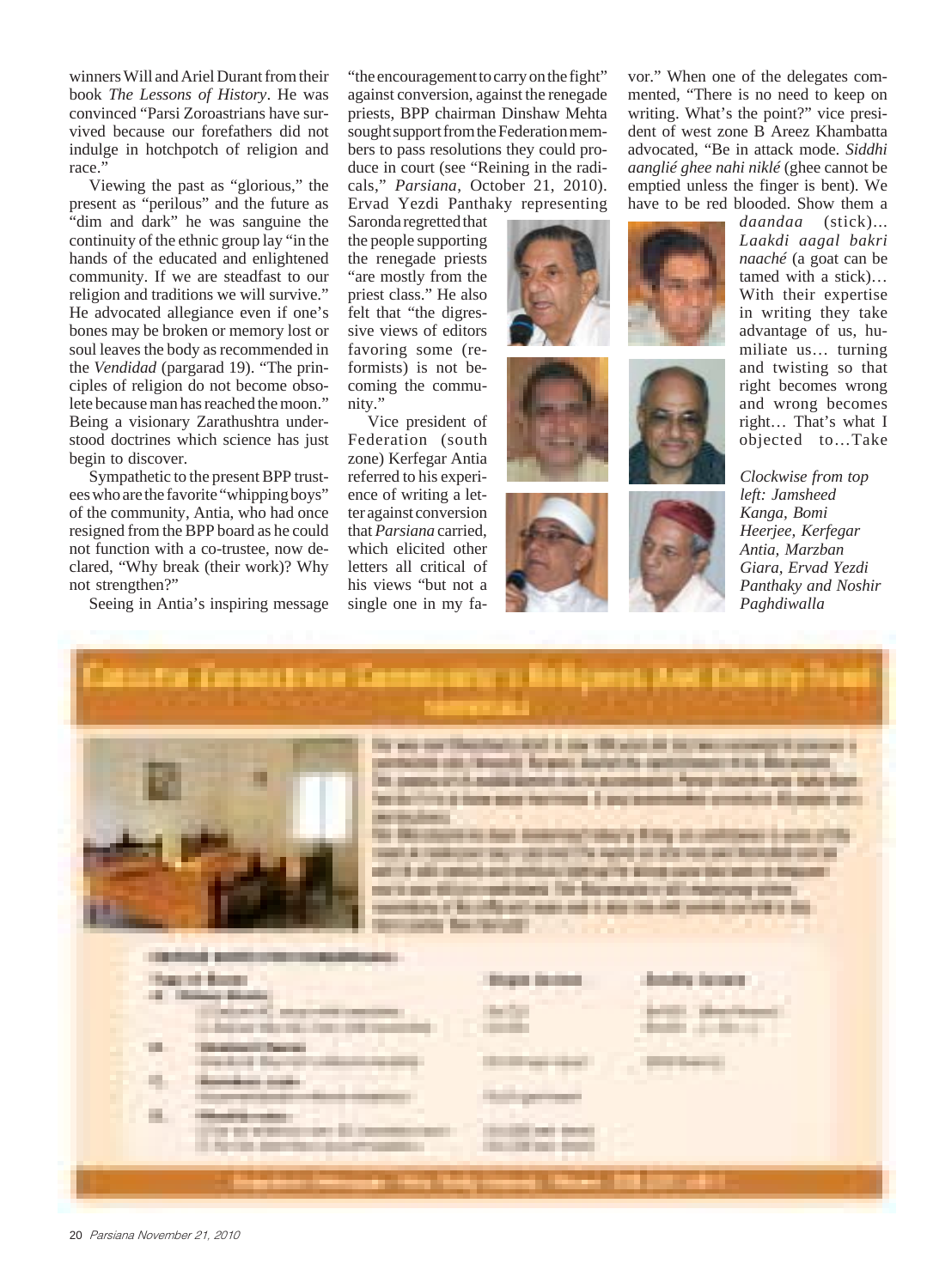winners Will and Ariel Durant from their book *The Lessons of History*. He was convinced "Parsi Zoroastrians have survived because our forefathers did not indulge in hotchpotch of religion and race."

Viewing the past as "glorious," the present as "perilous" and the future as "dim and dark" he was sanguine the continuity of the ethnic group lay "in the hands of the educated and enlightened community. If we are steadfast to our religion and traditions we will survive." He advocated allegiance even if one's bones may be broken or memory lost or soul leaves the body as recommended in the *Vendidad* (pargarad 19). "The principles of religion do not become obsolete because man has reached the moon." Being a visionary Zarathushtra understood doctrines which science has just begin to discover.

Sympathetic to the present BPP trustees who are the favorite "whipping boys" of the community, Antia, who had once resigned from the BPP board as he could not function with a co-trustee, now declared, "Why break (their work)? Why not strengthen?"

Seeing in Antia's inspiring message "the encouragement to carry on the fight" against conversion, against the renegade priests, BPP chairman Dinshaw Mehta sought support from the Federation members to pass resolutions they could produce in court (see "Reining in the radicals," *Parsiana*, October 21, 2010). Ervad Yezdi Panthaky representing Saronda regretted that the people supporting the renegade priests "are mostly from the priest class." He also felt that "the digressive views of editors favoring some (reformists) is not becoming the community."

Vice president of Federation (south zone) Kerfegar Antia referred to his experience of writing a letter against conversion that *Parsiana* carried, which elicited other letters all critical of his views "but not a single one in my favor." When one of the delegates commented, "There is no need to keep on writing. What's the point?" vice president of west zone B Areez Khambatta advocated, "Be in attack mode. *Siddhi aanglié ghee nahi niklé* (ghee cannot be emptied unless the finger is bent). We have to be red blooded. Show them a *daandaa* (stick)… *Laakdi aagal bakri naaché* (a goat can be tamed with a stick)… With their expertise in writing they take advantage of us, humiliate us… turning and twisting so that right becomes wrong and wrong becomes right… That's what I objected to…Take

*Clockwise from top left: Jamsheed Kanga, Bomi Heerjee, Kerfegar Antia, Marzban Giara, Ervad Yezdi Panthaky and Noshir Paghdiwalla*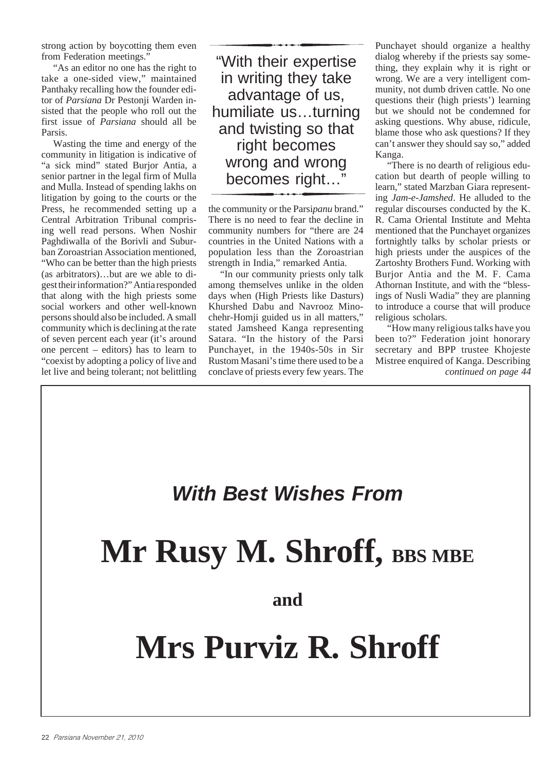strong action by boycotting them even from Federation meetings."

"As an editor no one has the right to take a one-sided view," maintained Panthaky recalling how the founder editor of *Parsiana* Dr Pestonji Warden insisted that the people who roll out the first issue of *Parsiana* should all be Parsis.

Wasting the time and energy of the community in litigation is indicative of "a sick mind" stated Burjor Antia, a senior partner in the legal firm of Mulla and Mulla. Instead of spending lakhs on litigation by going to the courts or the Press, he recommended setting up a Central Arbitration Tribunal comprising well read persons. When Noshir Paghdiwalla of the Borivli and Suburban Zoroastrian Association mentioned, "Who can be better than the high priests (as arbitrators)…but are we able to digest their information?" Antia responded that along with the high priests some social workers and other well-known persons should also be included. A small community which is declining at the rate of seven percent each year (it's around one percent – editors) has to learn to "coexist by adopting a policy of live and let live and being tolerant; not belittling the community or the Parsi*panu* brand." There is no need to fear the decline in community numbers for "there are 24 countries in the United Nations with a population less than the Zoroastrian strength in India," remarked Antia.

> "With their expertise in writing they take advantage of us, humiliate us…turning and twisting so that right becomes wrong and wrong becomes right…"

"In our community priests only talk among themselves unlike in the olden days when (High Priests like Dasturs) Khurshed Dabu and Navrooz Minochehr-Homji guided us in all matters," stated Jamsheed Kanga representing Satara. "In the history of the Parsi Punchayet, in the 1940s-50s in Sir Rustom Masani's time there used to be a conclave of priests every few years. The Punchayet should organize a healthy dialog whereby if the priests say something, they explain why it is right or wrong. We are a very intelligent community, not dumb driven cattle. No one questions their (high priests') learning but we should not be condemned for asking questions. Why abuse, ridicule, blame those who ask questions? If they can't answer they should say so," added Kanga.

"There is no dearth of religious education but dearth of people willing to learn," stated Marzban Giara representing *Jam-e-Jamshed*. He alluded to the regular discourses conducted by the K. R. Cama Oriental Institute and Mehta mentioned that the Punchayet organizes fortnightly talks by scholar priests or high priests under the auspices of the Zartoshty Brothers Fund. Working with Burjor Antia and the M. F. Cama Athornan Institute, and with the "blessings of Nusli Wadia" they are planning to introduce a course that will produce religious scholars.

"How many religious talks have you been to?" Federation joint honorary secretary and BPP trustee Khojeste Mistree enquired of Kanga. Describing

*continued on page 44*

***With Best Wishes From***

# Mr Rusy M. Shroff, BBS MBE

**and**

# Mrs Purviz R. Shroff